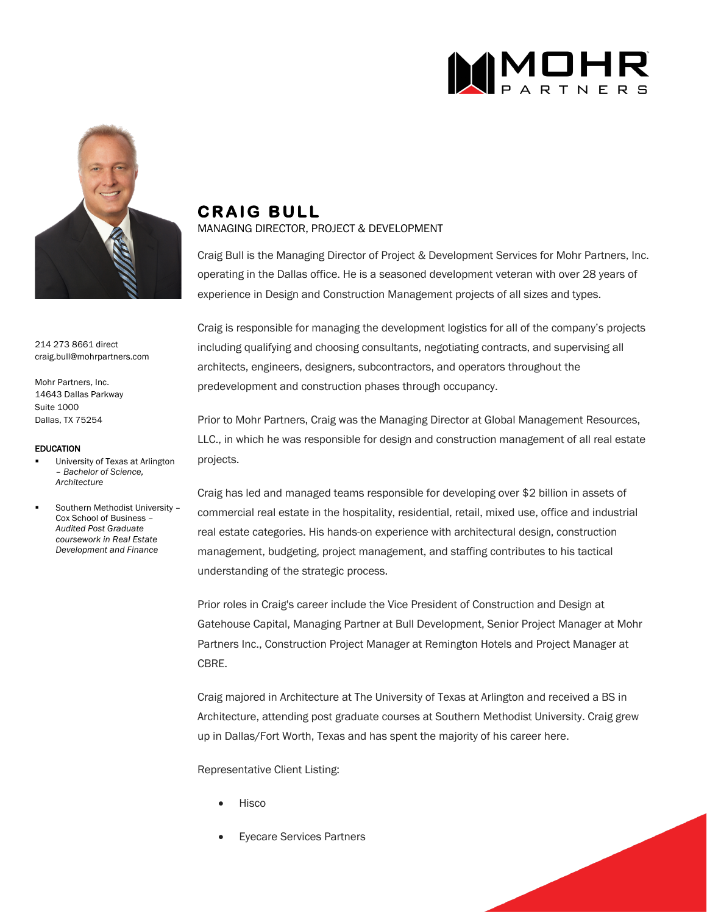# CRAIG BULL

MANAGING DIRECTOR, PROJECT & DEVELOPMENT

214 273 8661 direct
craig.bull@mohrpartners.com

Mohr Partners, Inc.
14643 Dallas Parkway
Suite 1000
Dallas, TX 75254

**EDUCATION**

- University of Texas at Arlington – *Bachelor of Science, Architecture*
- Southern Methodist University – Cox School of Business – *Audited Post Graduate coursework in Real Estate Development and Finance*

Craig Bull is the Managing Director of Project & Development Services for Mohr Partners, Inc. operating in the Dallas office. He is a seasoned development veteran with over 28 years of experience in Design and Construction Management projects of all sizes and types.

Craig is responsible for managing the development logistics for all of the company's projects including qualifying and choosing consultants, negotiating contracts, and supervising all architects, engineers, designers, subcontractors, and operators throughout the predevelopment and construction phases through occupancy.

Prior to Mohr Partners, Craig was the Managing Director at Global Management Resources, LLC., in which he was responsible for design and construction management of all real estate projects.

Craig has led and managed teams responsible for developing over $2 billion in assets of commercial real estate in the hospitality, residential, retail, mixed use, office and industrial real estate categories. His hands-on experience with architectural design, construction management, budgeting, project management, and staffing contributes to his tactical understanding of the strategic process.

Prior roles in Craig's career include the Vice President of Construction and Design at Gatehouse Capital, Managing Partner at Bull Development, Senior Project Manager at Mohr Partners Inc., Construction Project Manager at Remington Hotels and Project Manager at CBRE.

Craig majored in Architecture at The University of Texas at Arlington and received a BS in Architecture, attending post graduate courses at Southern Methodist University. Craig grew up in Dallas/Fort Worth, Texas and has spent the majority of his career here.

Representative Client Listing:

- Hisco
- Eyecare Services Partners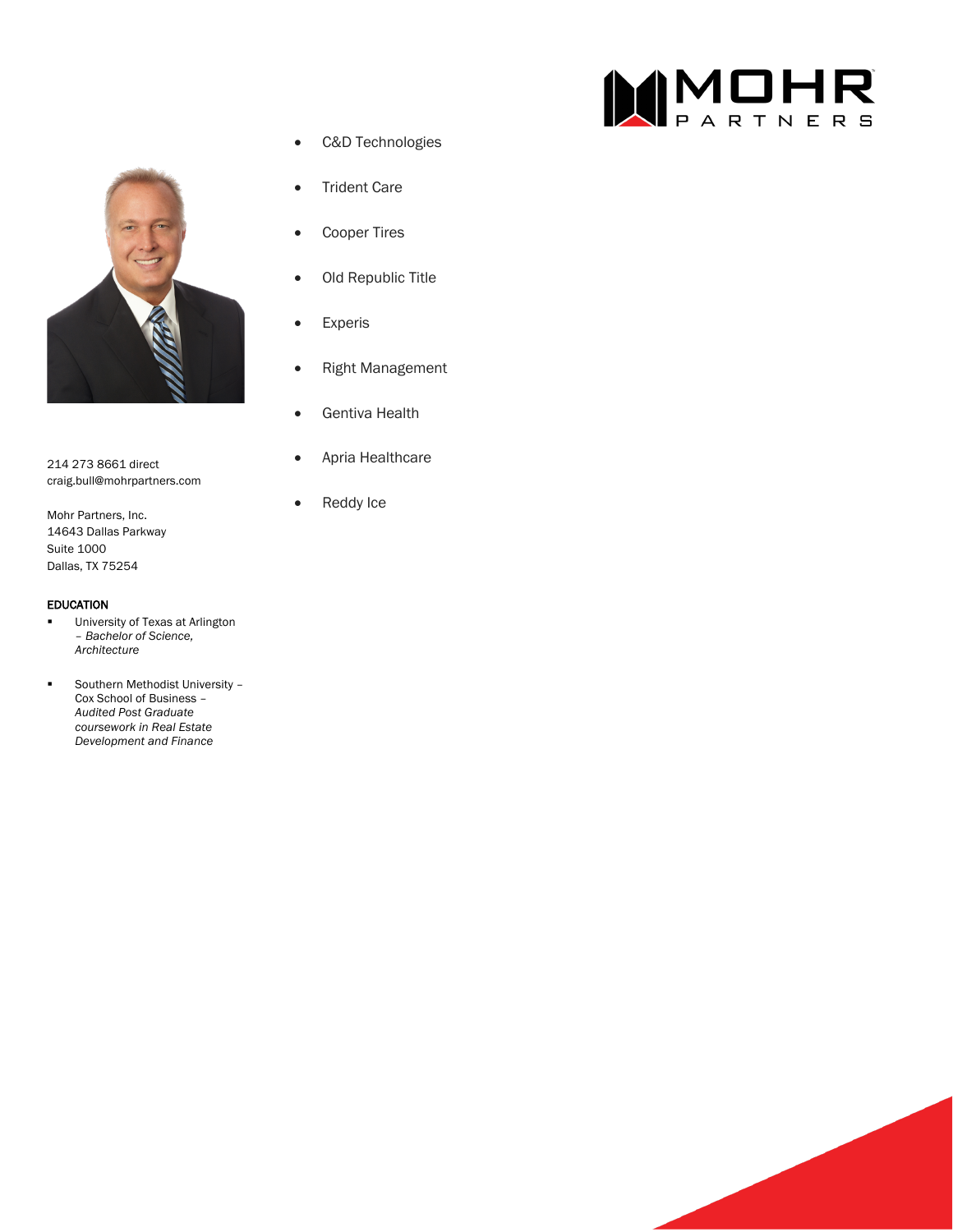- C&D Technologies
- Trident Care
- Cooper Tires
- Old Republic Title
- Experis
- Right Management
- Gentiva Health
- Apria Healthcare
- Reddy Ice

214 273 8661 direct
craig.bull@mohrpartners.com

Mohr Partners, Inc.
14643 Dallas Parkway
Suite 1000
Dallas, TX 75254

**EDUCATION**

- University of Texas at Arlington – *Bachelor of Science, Architecture*
- Southern Methodist University – Cox School of Business – *Audited Post Graduate coursework in Real Estate Development and Finance*